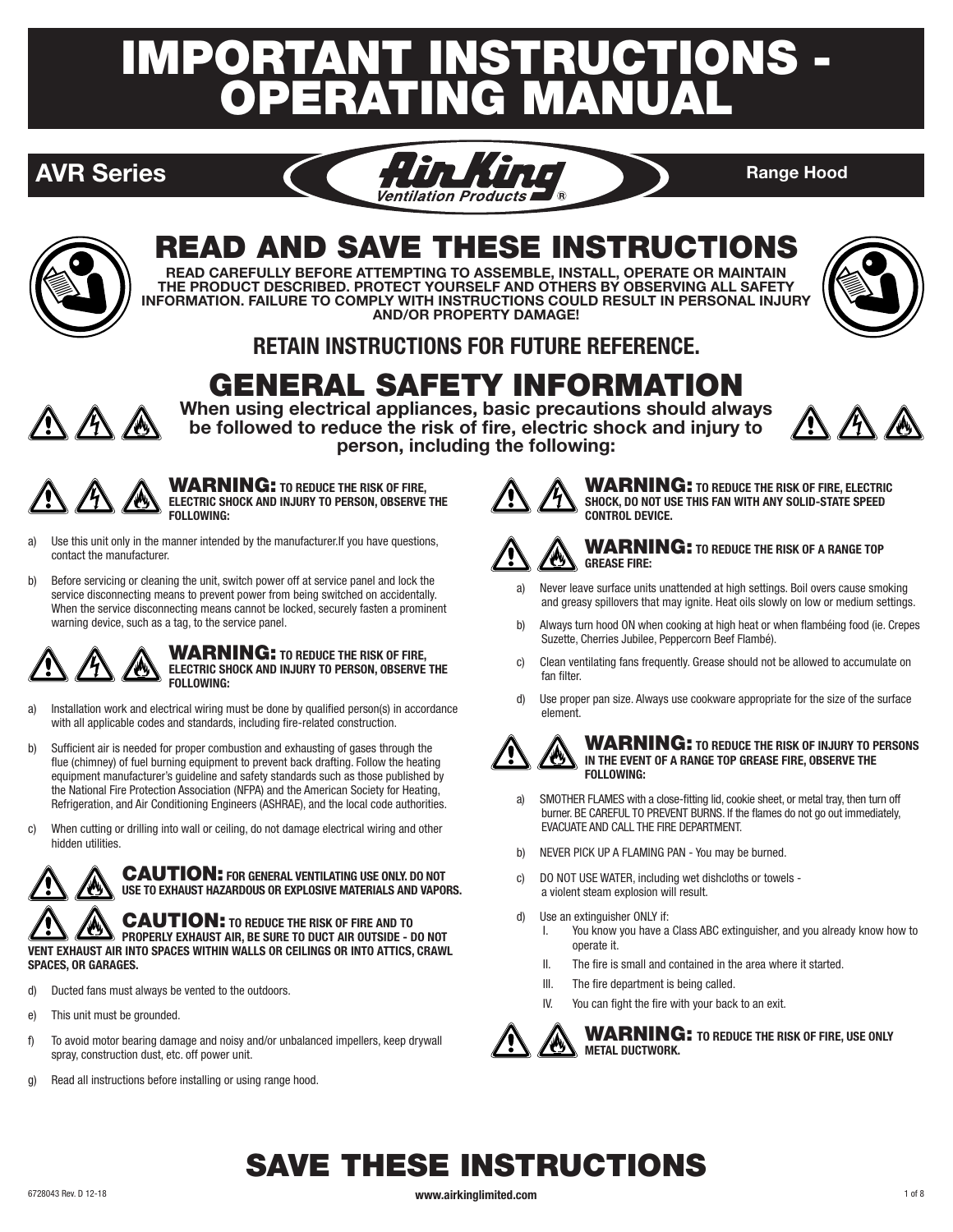# IMPORTANT INSTRUCTIONS - OPERATING MANUAL

**AVR Series** — Air King Ventilation Products® — **Range Hood**

## READ AND SAVE THESE INSTRUCTIONS

**READ CAREFULLY BEFORE ATTEMPTING TO ASSEMBLE, INSTALL, OPERATE OR MAINTAIN THE PRODUCT DESCRIBED. PROTECT YOURSELF AND OTHERS BY OBSERVING ALL SAFETY INFORMATION. FAILURE TO COMPLY WITH INSTRUCTIONS COULD RESULT IN PERSONAL INJURY AND/OR PROPERTY DAMAGE!**

**RETAIN INSTRUCTIONS FOR FUTURE REFERENCE.**

## GENERAL SAFETY INFORMATION

**When using electrical appliances, basic precautions should always be followed to reduce the risk of fire, electric shock and injury to person, including the following:**

**WARNING: TO REDUCE THE RISK OF FIRE, ELECTRIC SHOCK AND INJURY TO PERSON, OBSERVE THE FOLLOWING:**

a) Use this unit only in the manner intended by the manufacturer.If you have questions, contact the manufacturer.

b) Before servicing or cleaning the unit, switch power off at service panel and lock the service disconnecting means to prevent power from being switched on accidentally. When the service disconnecting means cannot be locked, securely fasten a prominent warning device, such as a tag, to the service panel.

**WARNING: TO REDUCE THE RISK OF FIRE, ELECTRIC SHOCK AND INJURY TO PERSON, OBSERVE THE FOLLOWING:**

a) Installation work and electrical wiring must be done by qualified person(s) in accordance with all applicable codes and standards, including fire-related construction.

b) Sufficient air is needed for proper combustion and exhausting of gases through the flue (chimney) of fuel burning equipment to prevent back drafting. Follow the heating equipment manufacturer's guideline and safety standards such as those published by the National Fire Protection Association (NFPA) and the American Society for Heating, Refrigeration, and Air Conditioning Engineers (ASHRAE), and the local code authorities.

c) When cutting or drilling into wall or ceiling, do not damage electrical wiring and other hidden utilities.

**CAUTION: FOR GENERAL VENTILATING USE ONLY. DO NOT USE TO EXHAUST HAZARDOUS OR EXPLOSIVE MATERIALS AND VAPORS.**

**CAUTION: TO REDUCE THE RISK OF FIRE AND TO PROPERLY EXHAUST AIR, BE SURE TO DUCT AIR OUTSIDE - DO NOT VENT EXHAUST AIR INTO SPACES WITHIN WALLS OR CEILINGS OR INTO ATTICS, CRAWL SPACES, OR GARAGES.**

d) Ducted fans must always be vented to the outdoors.

e) This unit must be grounded.

f) To avoid motor bearing damage and noisy and/or unbalanced impellers, keep drywall spray, construction dust, etc. off power unit.

g) Read all instructions before installing or using range hood.

**WARNING: TO REDUCE THE RISK OF FIRE, ELECTRIC SHOCK, DO NOT USE THIS FAN WITH ANY SOLID-STATE SPEED CONTROL DEVICE.**

**WARNING: TO REDUCE THE RISK OF A RANGE TOP GREASE FIRE:**

a) Never leave surface units unattended at high settings. Boil overs cause smoking and greasy spillovers that may ignite. Heat oils slowly on low or medium settings.

b) Always turn hood ON when cooking at high heat or when flambéing food (ie. Crepes Suzette, Cherries Jubilee, Peppercorn Beef Flambé).

c) Clean ventilating fans frequently. Grease should not be allowed to accumulate on fan filter.

d) Use proper pan size. Always use cookware appropriate for the size of the surface element.

**WARNING: TO REDUCE THE RISK OF INJURY TO PERSONS IN THE EVENT OF A RANGE TOP GREASE FIRE, OBSERVE THE FOLLOWING:**

a) SMOTHER FLAMES with a close-fitting lid, cookie sheet, or metal tray, then turn off burner. BE CAREFUL TO PREVENT BURNS. If the flames do not go out immediately, EVACUATE AND CALL THE FIRE DEPARTMENT.

b) NEVER PICK UP A FLAMING PAN - You may be burned.

c) DO NOT USE WATER, including wet dishcloths or towels - a violent steam explosion will result.

d) Use an extinguisher ONLY if:
   - I. You know you have a Class ABC extinguisher, and you already know how to operate it.
   - II. The fire is small and contained in the area where it started.
   - III. The fire department is being called.
   - IV. You can fight the fire with your back to an exit.

**WARNING: TO REDUCE THE RISK OF FIRE, USE ONLY METAL DUCTWORK.**

## SAVE THESE INSTRUCTIONS

6728043 Rev. D 12-18 www.airkinglimited.com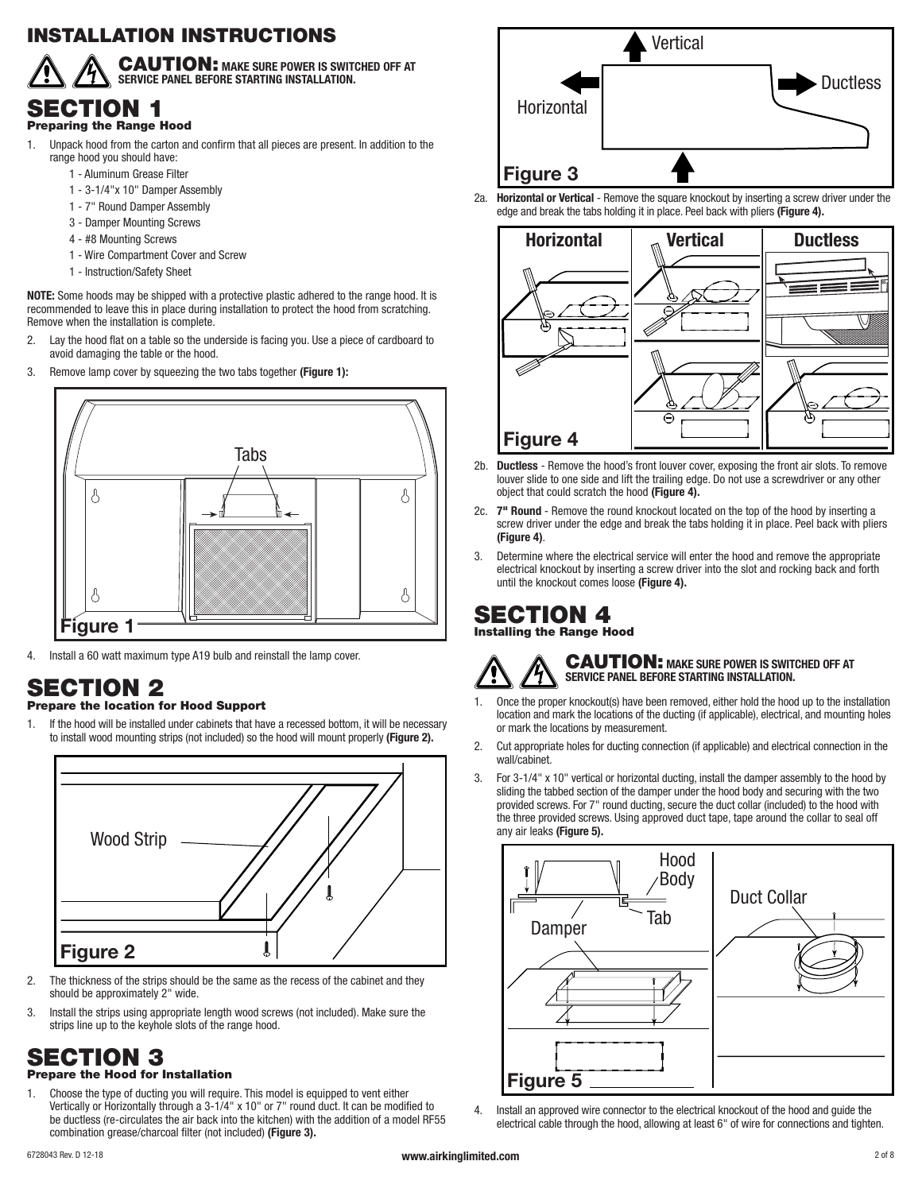# INSTALLATION INSTRUCTIONS

**CAUTION: MAKE SURE POWER IS SWITCHED OFF AT SERVICE PANEL BEFORE STARTING INSTALLATION.**

## SECTION 1
### Preparing the Range Hood

1. Unpack hood from the carton and confirm that all pieces are present. In addition to the range hood you should have:
   - 1 - Aluminum Grease Filter
   - 1 - 3-1/4"x 10" Damper Assembly
   - 1 - 7" Round Damper Assembly
   - 3 - Damper Mounting Screws
   - 4 - #8 Mounting Screws
   - 1 - Wire Compartment Cover and Screw
   - 1 - Instruction/Safety Sheet

**NOTE:** Some hoods may be shipped with a protective plastic adhered to the range hood. It is recommended to leave this in place during installation to protect the hood from scratching. Remove when the installation is complete.

2. Lay the hood flat on a table so the underside is facing you. Use a piece of cardboard to avoid damaging the table or the hood.
3. Remove lamp cover by squeezing the two tabs together **(Figure 1):**

Tabs

Figure 1

4. Install a 60 watt maximum type A19 bulb and reinstall the lamp cover.

## SECTION 2
### Prepare the location for Hood Support

1. If the hood will be installed under cabinets that have a recessed bottom, it will be necessary to install wood mounting strips (not included) so the hood will mount properly **(Figure 2).**

Wood Strip

Figure 2

2. The thickness of the strips should be the same as the recess of the cabinet and they should be approximately 2" wide.
3. Install the strips using appropriate length wood screws (not included). Make sure the strips line up to the keyhole slots of the range hood.

## SECTION 3
### Prepare the Hood for Installation

1. Choose the type of ducting you will require. This model is equipped to vent either Vertically or Horizontally through a 3-1/4" x 10" or 7" round duct. It can be modified to be ductless (re-circulates the air back into the kitchen) with the addition of a model RF55 combination grease/charcoal filter (not included) **(Figure 3).**

Vertical / Horizontal / Ductless

Figure 3

2a. **Horizontal or Vertical** - Remove the square knockout by inserting a screw driver under the edge and break the tabs holding it in place. Peel back with pliers **(Figure 4).**

Horizontal / Vertical / Ductless

Figure 4

2b. **Ductless** - Remove the hood's front louver cover, exposing the front air slots. To remove louver slide to one side and lift the trailing edge. Do not use a screwdriver or any other object that could scratch the hood **(Figure 4).**

2c. **7" Round** - Remove the round knockout located on the top of the hood by inserting a screw driver under the edge and break the tabs holding it in place. Peel back with pliers **(Figure 4)**.

3. Determine where the electrical service will enter the hood and remove the appropriate electrical knockout by inserting a screw driver into the slot and rocking back and forth until the knockout comes loose **(Figure 4).**

## SECTION 4
### Installing the Range Hood

**CAUTION: MAKE SURE POWER IS SWITCHED OFF AT SERVICE PANEL BEFORE STARTING INSTALLATION.**

1. Once the proper knockout(s) have been removed, either hold the hood up to the installation location and mark the locations of the ducting (if applicable), electrical, and mounting holes or mark the locations by measurement.
2. Cut appropriate holes for ducting connection (if applicable) and electrical connection in the wall/cabinet.
3. For 3-1/4" x 10" vertical or horizontal ducting, install the damper assembly to the hood by sliding the tabbed section of the damper under the hood body and securing with the two provided screws. For 7" round ducting, secure the duct collar (included) to the hood with the three provided screws. Using approved duct tape, tape around the collar to seal off any air leaks **(Figure 5).**

Hood Body / Tab / Damper / Duct Collar

Figure 5

4. Install an approved wire connector to the electrical knockout of the hood and guide the electrical cable through the hood, allowing at least 6" of wire for connections and tighten.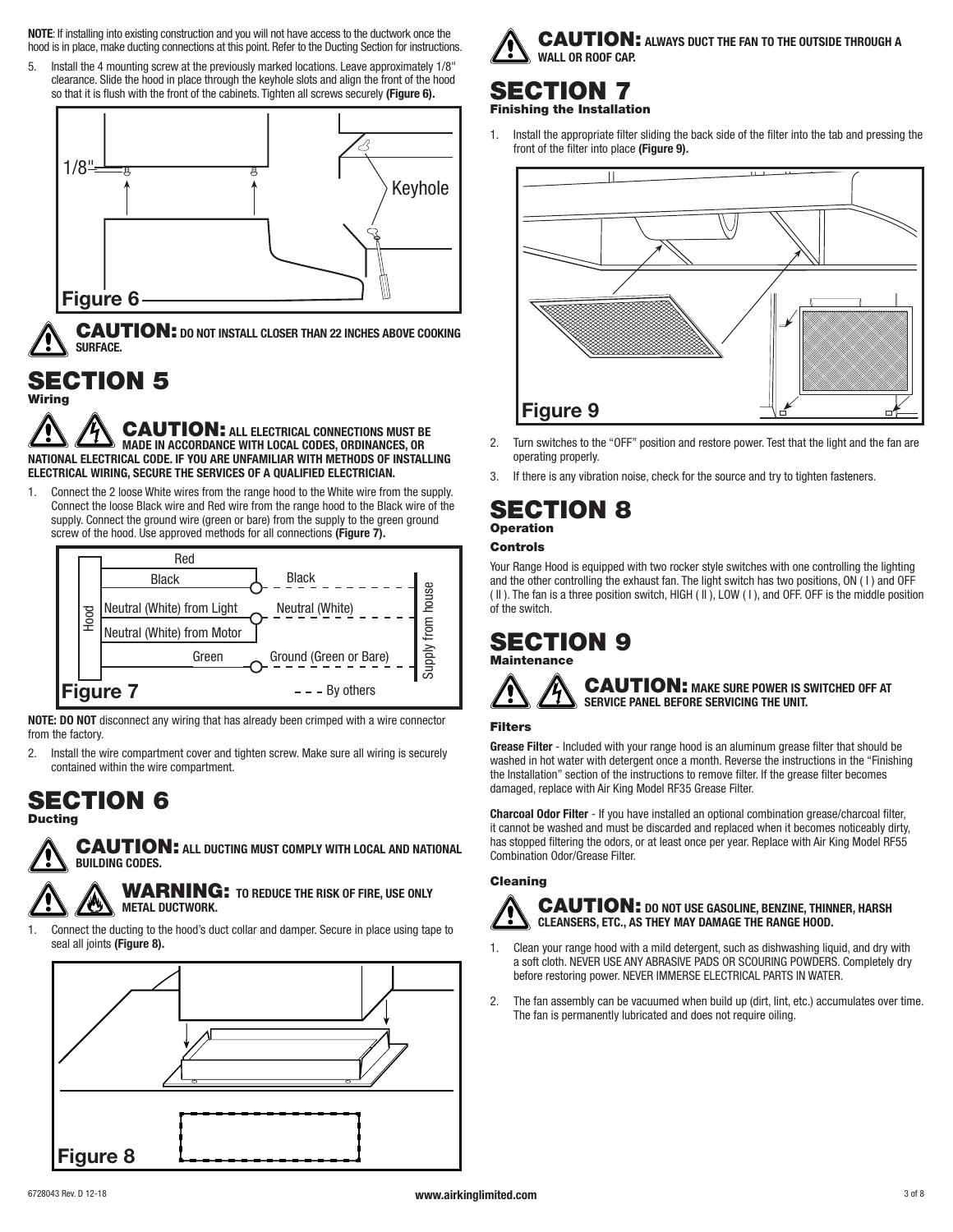**NOTE**: If installing into existing construction and you will not have access to the ductwork once the hood is in place, make ducting connections at this point. Refer to the Ducting Section for instructions.

5. Install the 4 mounting screw at the previously marked locations. Leave approximately 1/8" clearance. Slide the hood in place through the keyhole slots and align the front of the hood so that it is flush with the front of the cabinets. Tighten all screws securely **(Figure 6).**

Figure 6

**CAUTION: DO NOT INSTALL CLOSER THAN 22 INCHES ABOVE COOKING SURFACE.**

# SECTION 5

## Wiring

**CAUTION: ALL ELECTRICAL CONNECTIONS MUST BE MADE IN ACCORDANCE WITH LOCAL CODES, ORDINANCES, OR NATIONAL ELECTRICAL CODE. IF YOU ARE UNFAMILIAR WITH METHODS OF INSTALLING ELECTRICAL WIRING, SECURE THE SERVICES OF A QUALIFIED ELECTRICIAN.**

1. Connect the 2 loose White wires from the range hood to the White wire from the supply. Connect the loose Black wire and Red wire from the range hood to the Black wire of the supply. Connect the ground wire (green or bare) from the supply to the green ground screw of the hood. Use approved methods for all connections **(Figure 7).**

Figure 7

**NOTE: DO NOT** disconnect any wiring that has already been crimped with a wire connector from the factory.

2. Install the wire compartment cover and tighten screw. Make sure all wiring is securely contained within the wire compartment.

# SECTION 6

## Ducting

**CAUTION: ALL DUCTING MUST COMPLY WITH LOCAL AND NATIONAL BUILDING CODES.**

**WARNING: TO REDUCE THE RISK OF FIRE, USE ONLY METAL DUCTWORK.**

1. Connect the ducting to the hood's duct collar and damper. Secure in place using tape to seal all joints **(Figure 8).**

Figure 8

**CAUTION: ALWAYS DUCT THE FAN TO THE OUTSIDE THROUGH A WALL OR ROOF CAP.**

# SECTION 7

## Finishing the Installation

1. Install the appropriate filter sliding the back side of the filter into the tab and pressing the front of the filter into place **(Figure 9).**

Figure 9

2. Turn switches to the "OFF" position and restore power. Test that the light and the fan are operating properly.
3. If there is any vibration noise, check for the source and try to tighten fasteners.

# SECTION 8

## Operation

### Controls

Your Range Hood is equipped with two rocker style switches with one controlling the lighting and the other controlling the exhaust fan. The light switch has two positions, ON ( I ) and OFF ( II ). The fan is a three position switch, HIGH ( II ), LOW ( I ), and OFF. OFF is the middle position of the switch.

# SECTION 9

## Maintenance

**CAUTION: MAKE SURE POWER IS SWITCHED OFF AT SERVICE PANEL BEFORE SERVICING THE UNIT.**

### Filters

**Grease Filter** - Included with your range hood is an aluminum grease filter that should be washed in hot water with detergent once a month. Reverse the instructions in the "Finishing the Installation" section of the instructions to remove filter. If the grease filter becomes damaged, replace with Air King Model RF35 Grease Filter.

**Charcoal Odor Filter** - If you have installed an optional combination grease/charcoal filter, it cannot be washed and must be discarded and replaced when it becomes noticeably dirty, has stopped filtering the odors, or at least once per year. Replace with Air King Model RF55 Combination Odor/Grease Filter.

### Cleaning

**CAUTION: DO NOT USE GASOLINE, BENZINE, THINNER, HARSH CLEANSERS, ETC., AS THEY MAY DAMAGE THE RANGE HOOD.**

1. Clean your range hood with a mild detergent, such as dishwashing liquid, and dry with a soft cloth. NEVER USE ANY ABRASIVE PADS OR SCOURING POWDERS. Completely dry before restoring power. NEVER IMMERSE ELECTRICAL PARTS IN WATER.
2. The fan assembly can be vacuumed when build up (dirt, lint, etc.) accumulates over time. The fan is permanently lubricated and does not require oiling.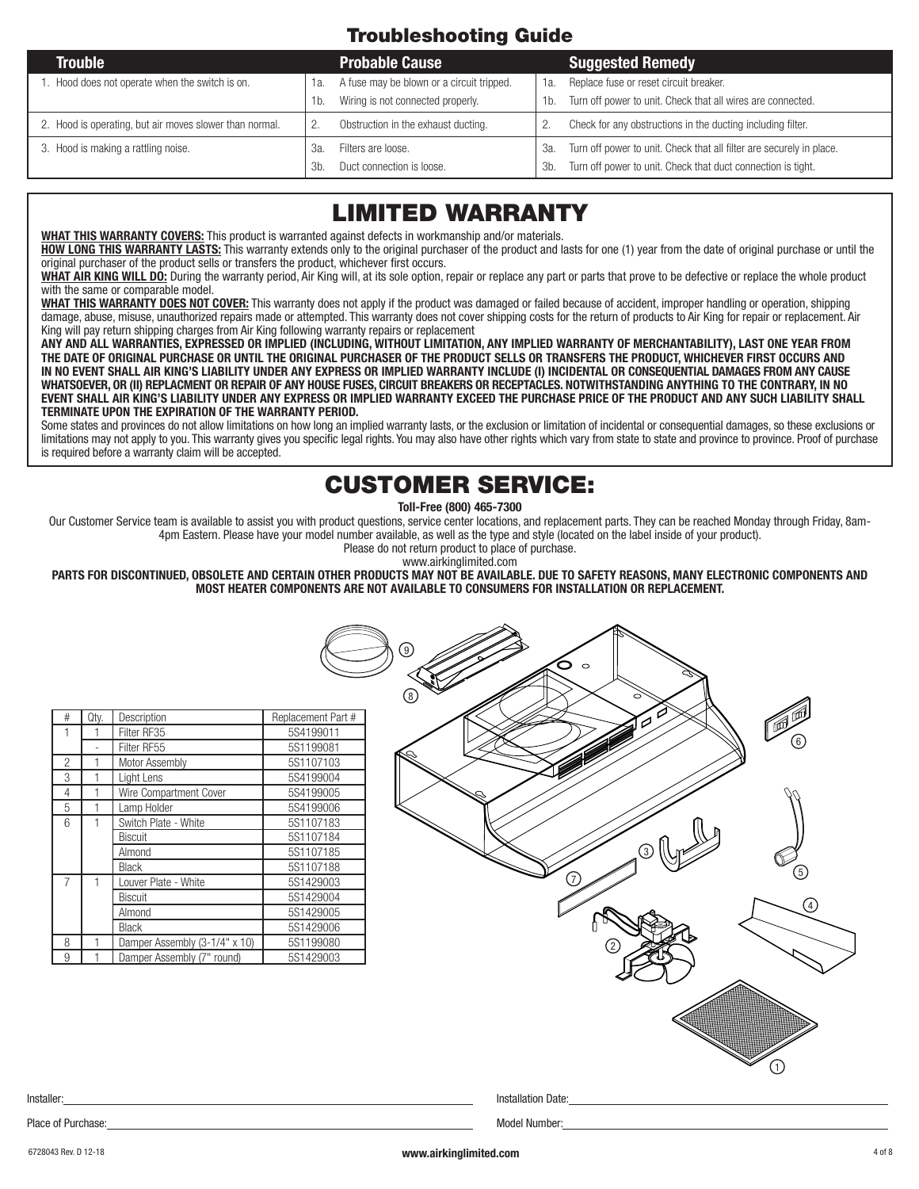## Troubleshooting Guide

| Trouble | Probable Cause | Suggested Remedy |
|---|---|---|
| 1. Hood does not operate when the switch is on. | 1a. A fuse may be blown or a circuit tripped.<br>1b. Wiring is not connected properly. | 1a. Replace fuse or reset circuit breaker.<br>1b. Turn off power to unit. Check that all wires are connected. |
| 2. Hood is operating, but air moves slower than normal. | 2. Obstruction in the exhaust ducting. | 2. Check for any obstructions in the ducting including filter. |
| 3. Hood is making a rattling noise. | 3a. Filters are loose.<br>3b. Duct connection is loose. | 3a. Turn off power to unit. Check that all filter are securely in place.<br>3b. Turn off power to unit. Check that duct connection is tight. |

# LIMITED WARRANTY

**WHAT THIS WARRANTY COVERS:** This product is warranted against defects in workmanship and/or materials.

**HOW LONG THIS WARRANTY LASTS:** This warranty extends only to the original purchaser of the product and lasts for one (1) year from the date of original purchase or until the original purchaser of the product sells or transfers the product, whichever first occurs.

**WHAT AIR KING WILL DO:** During the warranty period, Air King will, at its sole option, repair or replace any part or parts that prove to be defective or replace the whole product with the same or comparable model.

**WHAT THIS WARRANTY DOES NOT COVER:** This warranty does not apply if the product was damaged or failed because of accident, improper handling or operation, shipping damage, abuse, misuse, unauthorized repairs made or attempted. This warranty does not cover shipping costs for the return of products to Air King for repair or replacement. Air King will pay return shipping charges from Air King following warranty repairs or replacement

**ANY AND ALL WARRANTIES, EXPRESSED OR IMPLIED (INCLUDING, WITHOUT LIMITATION, ANY IMPLIED WARRANTY OF MERCHANTABILITY), LAST ONE YEAR FROM THE DATE OF ORIGINAL PURCHASE OR UNTIL THE ORIGINAL PURCHASER OF THE PRODUCT SELLS OR TRANSFERS THE PRODUCT, WHICHEVER FIRST OCCURS AND IN NO EVENT SHALL AIR KING'S LIABILITY UNDER ANY EXPRESS OR IMPLIED WARRANTY INCLUDE (I) INCIDENTAL OR CONSEQUENTIAL DAMAGES FROM ANY CAUSE WHATSOEVER, OR (II) REPLACMENT OR REPAIR OF ANY HOUSE FUSES, CIRCUIT BREAKERS OR RECEPTACLES. NOTWITHSTANDING ANYTHING TO THE CONTRARY, IN NO EVENT SHALL AIR KING'S LIABILITY UNDER ANY EXPRESS OR IMPLIED WARRANTY EXCEED THE PURCHASE PRICE OF THE PRODUCT AND ANY SUCH LIABILITY SHALL TERMINATE UPON THE EXPIRATION OF THE WARRANTY PERIOD.**

Some states and provinces do not allow limitations on how long an implied warranty lasts, or the exclusion or limitation of incidental or consequential damages, so these exclusions or limitations may not apply to you. This warranty gives you specific legal rights. You may also have other rights which vary from state to state and province to province. Proof of purchase is required before a warranty claim will be accepted.

# CUSTOMER SERVICE:

**Toll-Free (800) 465-7300**

Our Customer Service team is available to assist you with product questions, service center locations, and replacement parts. They can be reached Monday through Friday, 8am-4pm Eastern. Please have your model number available, as well as the type and style (located on the label inside of your product).

Please do not return product to place of purchase.

www.airkinglimited.com

**PARTS FOR DISCONTINUED, OBSOLETE AND CERTAIN OTHER PRODUCTS MAY NOT BE AVAILABLE. DUE TO SAFETY REASONS, MANY ELECTRONIC COMPONENTS AND MOST HEATER COMPONENTS ARE NOT AVAILABLE TO CONSUMERS FOR INSTALLATION OR REPLACEMENT.**

| # | Qty. | Description | Replacement Part # |
|---|---|---|---|
| 1 | 1 | Filter RF35 | 5S4199011 |
| | - | Filter RF55 | 5S1199081 |
| 2 | 1 | Motor Assembly | 5S1107103 |
| 3 | 1 | Light Lens | 5S4199004 |
| 4 | 1 | Wire Compartment Cover | 5S4199005 |
| 5 | 1 | Lamp Holder | 5S4199006 |
| 6 | 1 | Switch Plate - White | 5S1107183 |
| | | Biscuit | 5S1107184 |
| | | Almond | 5S1107185 |
| | | Black | 5S1107188 |
| 7 | 1 | Louver Plate - White | 5S1429003 |
| | | Biscuit | 5S1429004 |
| | | Almond | 5S1429005 |
| | | Black | 5S1429006 |
| 8 | 1 | Damper Assembly (3-1/4" x 10) | 5S1199080 |
| 9 | 1 | Damper Assembly (7" round) | 5S1429003 |

Installer: ______________________ Installation Date: ______________________

Place of Purchase: ______________________ Model Number: ______________________

6728043 Rev. D 12-18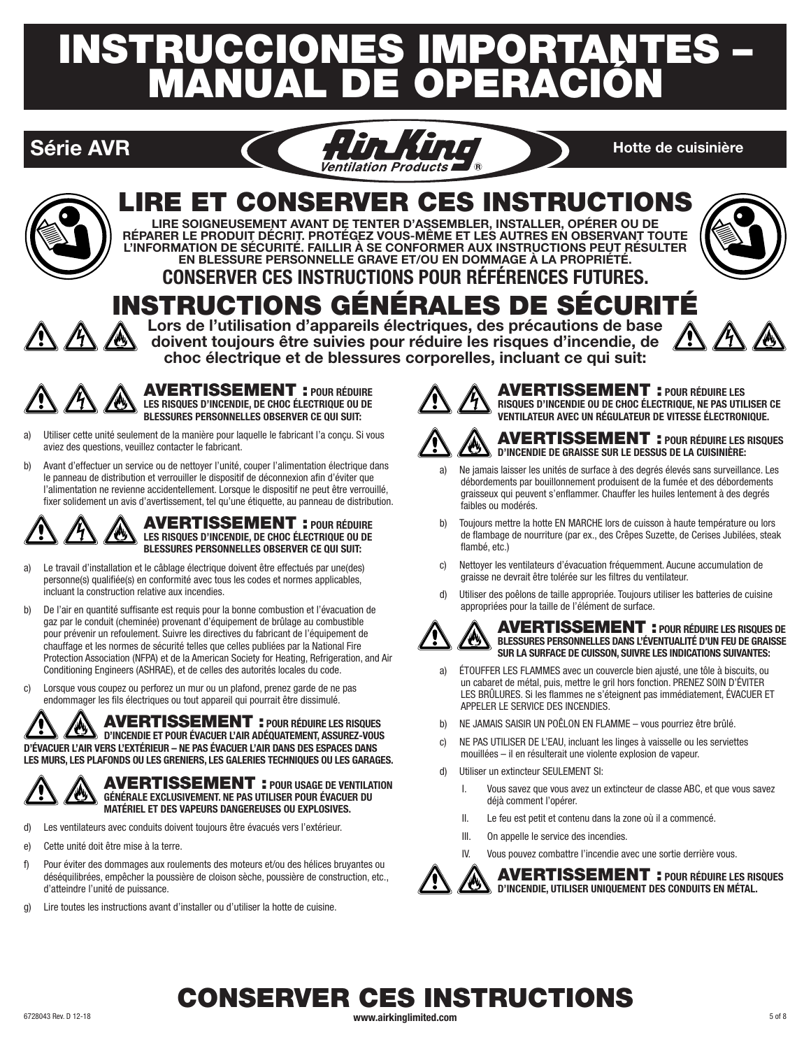# INSTRUCCIONES IMPORTANTES – MANUAL DE OPERACIÓN

**Série AVR** | **Hotte de cuisinière**

## LIRE ET CONSERVER CES INSTRUCTIONS

**LIRE SOIGNEUSEMENT AVANT DE TENTER D'ASSEMBLER, INSTALLER, OPÉRER OU DE RÉPARER LE PRODUIT DÉCRIT. PROTÉGEZ VOUS-MÊME ET LES AUTRES EN OBSERVANT TOUTE L'INFORMATION DE SÉCURITÉ. FAILLIR À SE CONFORMER AUX INSTRUCTIONS PEUT RÉSULTER EN BLESSURE PERSONNELLE GRAVE ET/OU EN DOMMAGE À LA PROPRIÉTÉ.**

**CONSERVER CES INSTRUCTIONS POUR RÉFÉRENCES FUTURES.**

## INSTRUCTIONS GÉNÉRALES DE SÉCURITÉ

**Lors de l'utilisation d'appareils électriques, des précautions de base doivent toujours être suivies pour réduire les risques d'incendie, de choc électrique et de blessures corporelles, incluant ce qui suit:**

**AVERTISSEMENT : POUR RÉDUIRE LES RISQUES D'INCENDIE, DE CHOC ÉLECTRIQUE OU DE BLESSURES PERSONNELLES OBSERVER CE QUI SUIT:**

a) Utiliser cette unité seulement de la manière pour laquelle le fabricant l'a conçu. Si vous aviez des questions, veuillez contacter le fabricant.

b) Avant d'effectuer un service ou de nettoyer l'unité, couper l'alimentation électrique dans le panneau de distribution et verrouiller le dispositif de déconnexion afin d'éviter que l'alimentation ne revienne accidentellement. Lorsque le dispositif ne peut être verrouillé, fixer solidement un avis d'avertissement, tel qu'une étiquette, au panneau de distribution.

**AVERTISSEMENT : POUR RÉDUIRE LES RISQUES D'INCENDIE, DE CHOC ÉLECTRIQUE OU DE BLESSURES PERSONNELLES OBSERVER CE QUI SUIT:**

a) Le travail d'installation et le câblage électrique doivent être effectués par une(des) personne(s) qualifiée(s) en conformité avec tous les codes et normes applicables, incluant la construction relative aux incendies.

b) De l'air en quantité suffisante est requis pour la bonne combustion et l'évacuation de gaz par le conduit (cheminée) provenant d'équipement de brûlage au combustible pour prévenir un refoulement. Suivre les directives du fabricant de l'équipement de chauffage et les normes de sécurité telles que celles publiées par la National Fire Protection Association (NFPA) et de la American Society for Heating, Refrigeration, and Air Conditioning Engineers (ASHRAE), et de celles des autorités locales du code.

c) Lorsque vous coupez ou perforez un mur ou un plafond, prenez garde de ne pas endommager les fils électriques ou tout appareil qui pourrait être dissimulé.

**AVERTISSEMENT : POUR RÉDUIRE LES RISQUES D'INCENDIE ET POUR ÉVACUER L'AIR ADÉQUATEMENT, ASSUREZ-VOUS D'ÉVACUER L'AIR VERS L'EXTÉRIEUR – NE PAS ÉVACUER L'AIR DANS DES ESPACES DANS LES MURS, LES PLAFONDS OU LES GRENIERS, LES GALERIES TECHNIQUES OU LES GARAGES.**

**AVERTISSEMENT : POUR USAGE DE VENTILATION GÉNÉRALE EXCLUSIVEMENT. NE PAS UTILISER POUR ÉVACUER DU MATÉRIEL ET DES VAPEURS DANGEREUSES OU EXPLOSIVES.**

d) Les ventilateurs avec conduits doivent toujours être évacués vers l'extérieur.

e) Cette unité doit être mise à la terre.

f) Pour éviter des dommages aux roulements des moteurs et/ou des hélices bruyantes ou déséquilibrées, empêcher la poussière de cloison sèche, poussière de construction, etc., d'atteindre l'unité de puissance.

g) Lire toutes les instructions avant d'installer ou d'utiliser la hotte de cuisine.

**AVERTISSEMENT : POUR RÉDUIRE LES RISQUES D'INCENDIE OU DE CHOC ÉLECTRIQUE, NE PAS UTILISER CE VENTILATEUR AVEC UN RÉGULATEUR DE VITESSE ÉLECTRONIQUE.**

**AVERTISSEMENT : POUR RÉDUIRE LES RISQUES D'INCENDIE DE GRAISSE SUR LE DESSUS DE LA CUISINIÈRE:**

a) Ne jamais laisser les unités de surface à des degrés élevés sans surveillance. Les débordements par bouillonnement produisent de la fumée et des débordements graisseux qui peuvent s'enflammer. Chauffer les huiles lentement à des degrés faibles ou modérés.

b) Toujours mettre la hotte EN MARCHE lors de cuisson à haute température ou lors de flambage de nourriture (par ex., des Crêpes Suzette, de Cerises Jubilées, steak flambé, etc.)

c) Nettoyer les ventilateurs d'évacuation fréquemment. Aucune accumulation de graisse ne devrait être tolérée sur les filtres du ventilateur.

d) Utiliser des poêlons de taille appropriée. Toujours utiliser les batteries de cuisine appropriées pour la taille de l'élément de surface.

**AVERTISSEMENT : POUR RÉDUIRE LES RISQUES DE BLESSURES PERSONNELLES DANS L'ÉVENTUALITÉ D'UN FEU DE GRAISSE SUR LA SURFACE DE CUISSON, SUIVRE LES INDICATIONS SUIVANTES:**

a) ÉTOUFFER LES FLAMMES avec un couvercle bien ajusté, une tôle à biscuits, ou un cabaret de métal, puis, mettre le gril hors fonction. PRENEZ SOIN D'ÉVITER LES BRÛLURES. Si les flammes ne s'éteignent pas immédiatement, ÉVACUER ET APPELER LE SERVICE DES INCENDIES.

b) NE JAMAIS SAISIR UN POÊLON EN FLAMME – vous pourriez être brûlé.

c) NE PAS UTILISER DE L'EAU, incluant les linges à vaisselle ou les serviettes mouillées – il en résulterait une violente explosion de vapeur.

d) Utiliser un extincteur SEULEMENT SI:

   I. Vous savez que vous avez un extincteur de classe ABC, et que vous savez déjà comment l'opérer.

   II. Le feu est petit et contenu dans la zone où il a commencé.

   III. On appelle le service des incendies.

   IV. Vous pouvez combattre l'incendie avec une sortie derrière vous.

**AVERTISSEMENT : POUR RÉDUIRE LES RISQUES D'INCENDIE, UTILISER UNIQUEMENT DES CONDUITS EN MÉTAL.**

## CONSERVER CES INSTRUCTIONS

6728043 Rev. D 12-18 www.airkinglimited.com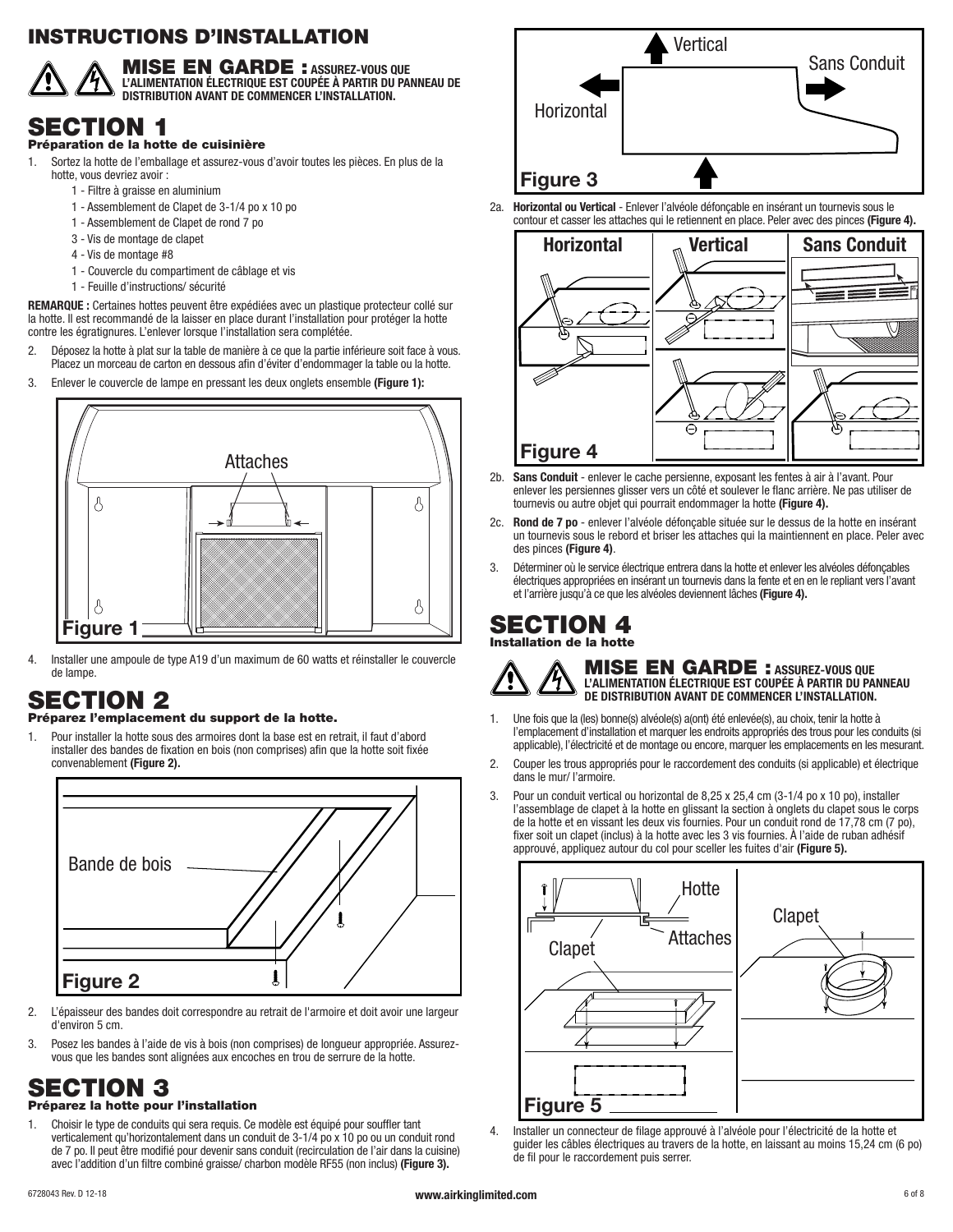# INSTRUCTIONS D'INSTALLATION

**MISE EN GARDE : ASSUREZ-VOUS QUE L'ALIMENTATION ÉLECTRIQUE EST COUPÉE À PARTIR DU PANNEAU DE DISTRIBUTION AVANT DE COMMENCER L'INSTALLATION.**

## SECTION 1

### Préparation de la hotte de cuisinière

1. Sortez la hotte de l'emballage et assurez-vous d'avoir toutes les pièces. En plus de la hotte, vous devriez avoir :
   - 1 - Filtre à graisse en aluminium
   - 1 - Assemblement de Clapet de 3-1/4 po x 10 po
   - 1 - Assemblement de Clapet de rond 7 po
   - 3 - Vis de montage de clapet
   - 4 - Vis de montage #8
   - 1 - Couvercle du compartiment de câblage et vis
   - 1 - Feuille d'instructions/ sécurité

**REMARQUE :** Certaines hottes peuvent être expédiées avec un plastique protecteur collé sur la hotte. Il est recommandé de la laisser en place durant l'installation pour protéger la hotte contre les égratignures. L'enlever lorsque l'installation sera complétée.

2. Déposez la hotte à plat sur la table de manière à ce que la partie inférieure soit face à vous. Placez un morceau de carton en dessous afin d'éviter d'endommager la table ou la hotte.
3. Enlever le couvercle de lampe en pressant les deux onglets ensemble **(Figure 1):**

Attaches

**Figure 1**

4. Installer une ampoule de type A19 d'un maximum de 60 watts et réinstaller le couvercle de lampe.

## SECTION 2

### Préparez l'emplacement du support de la hotte.

1. Pour installer la hotte sous des armoires dont la base est en retrait, il faut d'abord installer des bandes de fixation en bois (non comprises) afin que la hotte soit fixée convenablement **(Figure 2).**

Bande de bois

**Figure 2**

2. L'épaisseur des bandes doit correspondre au retrait de l'armoire et doit avoir une largeur d'environ 5 cm.
3. Posez les bandes à l'aide de vis à bois (non comprises) de longueur appropriée. Assurez-vous que les bandes sont alignées aux encoches en trou de serrure de la hotte.

## SECTION 3

### Préparez la hotte pour l'installation

1. Choisir le type de conduits qui sera requis. Ce modèle est équipé pour souffler tant verticalement qu'horizontalement dans un conduit de 3-1/4 po x 10 po ou un conduit rond de 7 po. Il peut être modifié pour devenir sans conduit (recirculation de l'air dans la cuisine) avec l'addition d'un filtre combiné graisse/ charbon modèle RF55 (non inclus) **(Figure 3).**

Vertical
Sans Conduit
Horizontal

**Figure 3**

2a. **Horizontal ou Vertical** - Enlever l'alvéole défonçable en insérant un tournevis sous le contour et casser les attaches qui le retiennent en place. Peler avec des pinces **(Figure 4).**

| Horizontal | Vertical | Sans Conduit |
|---|---|---|

**Figure 4**

2b. **Sans Conduit** - enlever le cache persienne, exposant les fentes à air à l'avant. Pour enlever les persiennes glisser vers un côté et soulever le flanc arrière. Ne pas utiliser de tournevis ou autre objet qui pourrait endommager la hotte **(Figure 4).**

2c. **Rond de 7 po** - enlever l'alvéole défonçable située sur le dessus de la hotte en insérant un tournevis sous le rebord et briser les attaches qui la maintiennent en place. Peler avec des pinces **(Figure 4)**.

3. Déterminer où le service électrique entrera dans la hotte et enlever les alvéoles défonçables électriques appropriées en insérant un tournevis dans la fente et en en le repliant vers l'avant et l'arrière jusqu'à ce que les alvéoles deviennent lâches **(Figure 4).**

## SECTION 4

### Installation de la hotte

**MISE EN GARDE : ASSUREZ-VOUS QUE L'ALIMENTATION ÉLECTRIQUE EST COUPÉE À PARTIR DU PANNEAU DE DISTRIBUTION AVANT DE COMMENCER L'INSTALLATION.**

1. Une fois que la (les) bonne(s) alvéole(s) a(ont) été enlevée(s), au choix, tenir la hotte à l'emplacement d'installation et marquer les endroits appropriés des trous pour les conduits (si applicable), l'électricité et de montage ou encore, marquer les emplacements en les mesurant.
2. Couper les trous appropriés pour le raccordement des conduits (si applicable) et électrique dans le mur/ l'armoire.
3. Pour un conduit vertical ou horizontal de 8,25 x 25,4 cm (3-1/4 po x 10 po), installer l'assemblage de clapet à la hotte en glissant la section à onglets du clapet sous le corps de la hotte et en vissant les deux vis fournies. Pour un conduit rond de 17,78 cm (7 po), fixer soit un clapet (inclus) à la hotte avec les 3 vis fournies. À l'aide de ruban adhésif approuvé, appliquez autour du col pour sceller les fuites d'air **(Figure 5).**

Hotte
Clapet
Attaches
Clapet

**Figure 5**

4. Installer un connecteur de filage approuvé à l'alvéole pour l'électricité de la hotte et guider les câbles électriques au travers de la hotte, en laissant au moins 15,24 cm (6 po) de fil pour le raccordement puis serrer.

6728043 Rev. D 12-18 www.airkinglimited.com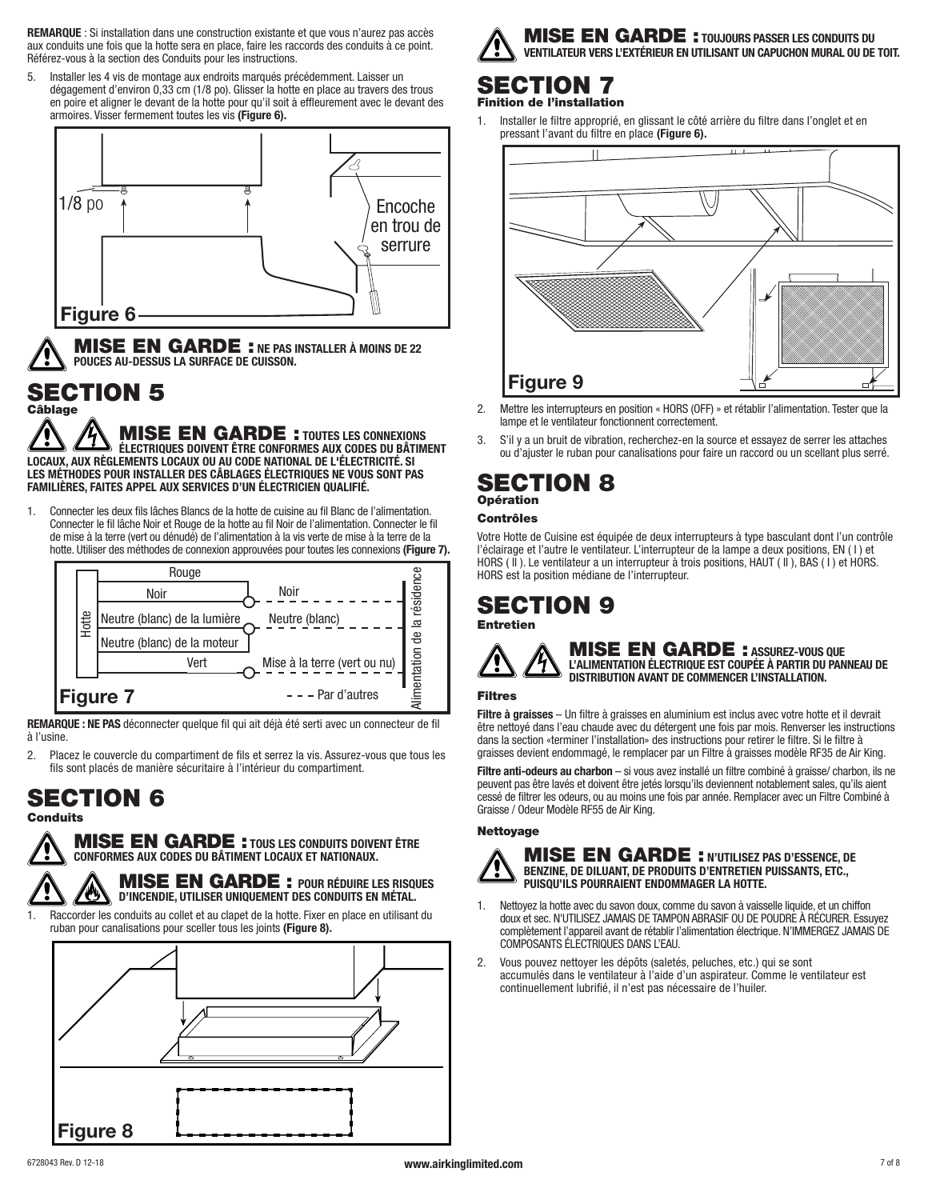**REMARQUE** : Si installation dans une construction existante et que vous n'aurez pas accès aux conduits une fois que la hotte sera en place, faire les raccords des conduits à ce point. Référez-vous à la section des Conduits pour les instructions.

5. Installer les 4 vis de montage aux endroits marqués précédemment. Laisser un dégagement d'environ 0,33 cm (1/8 po). Glisser la hotte en place au travers des trous en poire et aligner le devant de la hotte pour qu'il soit à effleurement avec le devant des armoires. Visser fermement toutes les vis **(Figure 6).**

1/8 po

Encoche en trou de serrure

Figure 6

**MISE EN GARDE : NE PAS INSTALLER À MOINS DE 22 POUCES AU-DESSUS LA SURFACE DE CUISSON.**

# SECTION 5

## Câblage

**MISE EN GARDE : TOUTES LES CONNEXIONS ÉLECTRIQUES DOIVENT ÊTRE CONFORMES AUX CODES DU BÂTIMENT LOCAUX, AUX RÈGLEMENTS LOCAUX OU AU CODE NATIONAL DE L'ÉLECTRICITÉ. SI LES MÉTHODES POUR INSTALLER DES CÂBLAGES ÉLECTRIQUES NE VOUS SONT PAS FAMILIÈRES, FAITES APPEL AUX SERVICES D'UN ÉLECTRICIEN QUALIFIÉ.**

1. Connecter les deux fils lâches Blancs de la hotte de cuisine au fil Blanc de l'alimentation. Connecter le fil lâche Noir et Rouge de la hotte au fil Noir de l'alimentation. Connecter le fil de mise à la terre (vert ou dénudé) de l'alimentation à la vis verte de mise à la terre de la hotte. Utiliser des méthodes de connexion approuvées pour toutes les connexions **(Figure 7).**

Hotte: Rouge; Noir; Neutre (blanc) de la lumière; Neutre (blanc) de la moteur; Vert

Alimentation de la résidence: Noir; Neutre (blanc); Mise à la terre (vert ou nu)

- - - Par d'autres

Figure 7

**REMARQUE : NE PAS** déconnecter quelque fil qui ait déjà été serti avec un connecteur de fil à l'usine.

2. Placez le couvercle du compartiment de fils et serrez la vis. Assurez-vous que tous les fils sont placés de manière sécuritaire à l'intérieur du compartiment.

# SECTION 6

## Conduits

**MISE EN GARDE : TOUS LES CONDUITS DOIVENT ÊTRE CONFORMES AUX CODES DU BÂTIMENT LOCAUX ET NATIONAUX.**

**MISE EN GARDE : POUR RÉDUIRE LES RISQUES D'INCENDIE, UTILISER UNIQUEMENT DES CONDUITS EN MÉTAL.**

1. Raccorder les conduits au collet et au clapet de la hotte. Fixer en place en utilisant du ruban pour canalisations pour sceller tous les joints **(Figure 8).**

Figure 8

**MISE EN GARDE : TOUJOURS PASSER LES CONDUITS DU VENTILATEUR VERS L'EXTÉRIEUR EN UTILISANT UN CAPUCHON MURAL OU DE TOIT.**

# SECTION 7

## Finition de l'installation

1. Installer le filtre approprié, en glissant le côté arrière du filtre dans l'onglet et en pressant l'avant du filtre en place **(Figure 6).**

Figure 9

2. Mettre les interrupteurs en position « HORS (OFF) » et rétablir l'alimentation. Tester que la lampe et le ventilateur fonctionnent correctement.
3. S'il y a un bruit de vibration, recherchez-en la source et essayez de serrer les attaches ou d'ajuster le ruban pour canalisations pour faire un raccord ou un scellant plus serré.

# SECTION 8

## Opération

### Contrôles

Votre Hotte de Cuisine est équipée de deux interrupteurs à type basculant dont l'un contrôle l'éclairage et l'autre le ventilateur. L'interrupteur de la lampe a deux positions, EN ( I ) et HORS ( II ). Le ventilateur a un interrupteur à trois positions, HAUT ( II ), BAS ( I ) et HORS. HORS est la position médiane de l'interrupteur.

# SECTION 9

## Entretien

**MISE EN GARDE : ASSUREZ-VOUS QUE L'ALIMENTATION ÉLECTRIQUE EST COUPÉE À PARTIR DU PANNEAU DE DISTRIBUTION AVANT DE COMMENCER L'INSTALLATION.**

### Filtres

**Filtre à graisses** – Un filtre à graisses en aluminium est inclus avec votre hotte et il devrait être nettoyé dans l'eau chaude avec du détergent une fois par mois. Renverser les instructions dans la section «terminer l'installation» des instructions pour retirer le filtre. Si le filtre à graisses devient endommagé, le remplacer par un Filtre à graisses modèle RF35 de Air King.

**Filtre anti-odeurs au charbon** – si vous avez installé un filtre combiné à graisse/ charbon, ils ne peuvent pas être lavés et doivent être jetés lorsqu'ils deviennent notablement sales, qu'ils aient cessé de filtrer les odeurs, ou au moins une fois par année. Remplacer avec un Filtre Combiné à Graisse / Odeur Modèle RF55 de Air King.

### Nettoyage

**MISE EN GARDE : N'UTILISEZ PAS D'ESSENCE, DE BENZINE, DE DILUANT, DE PRODUITS D'ENTRETIEN PUISSANTS, ETC., PUISQU'ILS POURRAIENT ENDOMMAGER LA HOTTE.**

1. Nettoyez la hotte avec du savon doux, comme du savon à vaisselle liquide, et un chiffon doux et sec. N'UTILISEZ JAMAIS DE TAMPON ABRASIF OU DE POUDRE À RÉCURER. Essuyez complètement l'appareil avant de rétablir l'alimentation électrique. N'IMMERGEZ JAMAIS DE COMPOSANTS ÉLECTRIQUES DANS L'EAU.
2. Vous pouvez nettoyer les dépôts (saletés, peluches, etc.) qui se sont accumulés dans le ventilateur à l'aide d'un aspirateur. Comme le ventilateur est continuellement lubrifié, il n'est pas nécessaire de l'huiler.

6728043 Rev. D 12-18 www.airkinglimited.com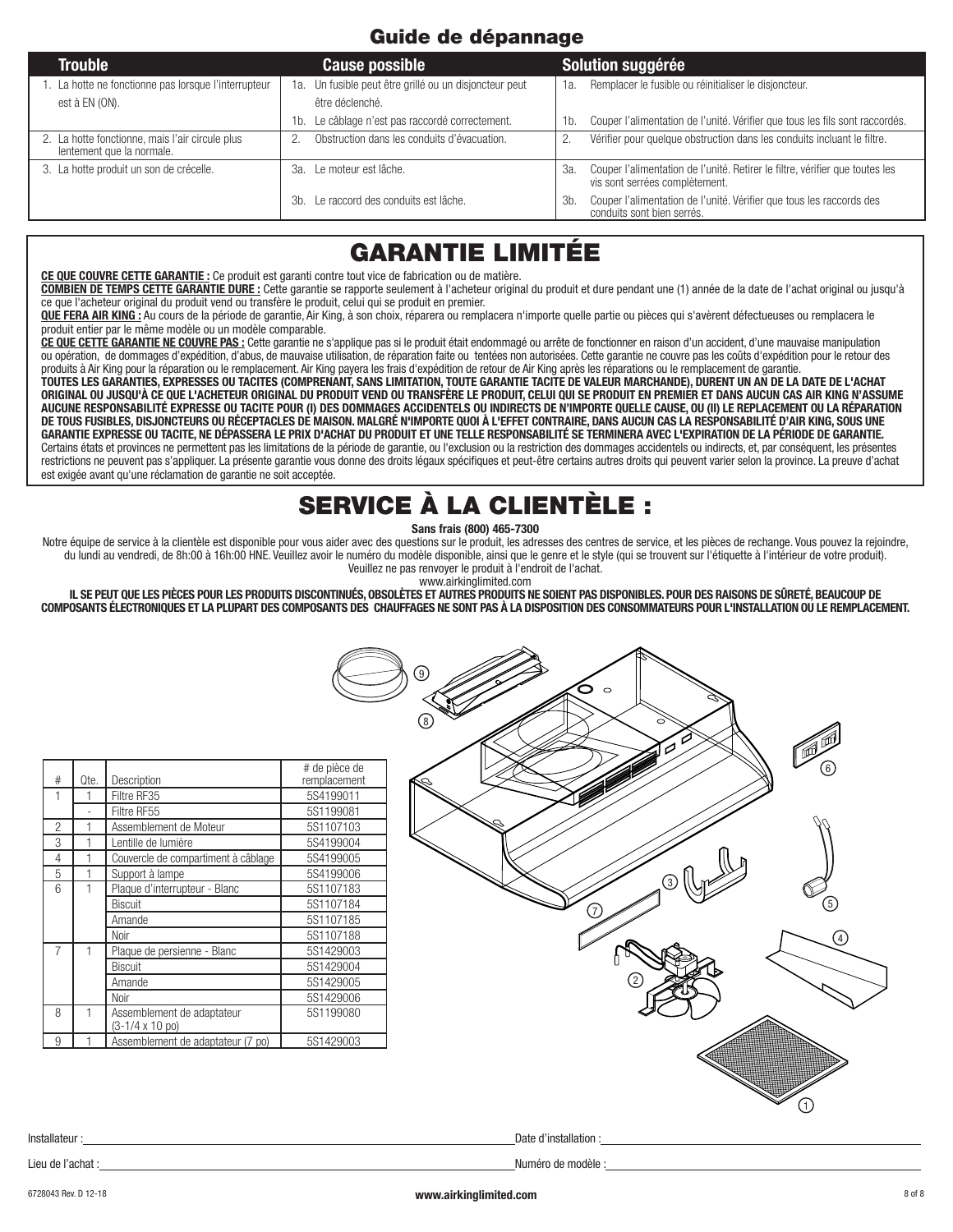## Guide de dépannage

| Trouble | Cause possible | Solution suggérée |
|---|---|---|
| 1. La hotte ne fonctionne pas lorsque l'interrupteur est à EN (ON). | 1a. Un fusible peut être grillé ou un disjoncteur peut être déclenché. | 1a. Remplacer le fusible ou réinitialiser le disjoncteur. |
| | 1b. Le câblage n'est pas raccordé correctement. | 1b. Couper l'alimentation de l'unité. Vérifier que tous les fils sont raccordés. |
| 2. La hotte fonctionne, mais l'air circule plus lentement que la normale. | 2. Obstruction dans les conduits d'évacuation. | 2. Vérifier pour quelque obstruction dans les conduits incluant le filtre. |
| 3. La hotte produit un son de crécelle. | 3a. Le moteur est lâche. | 3a. Couper l'alimentation de l'unité. Retirer le filtre, vérifier que toutes les vis sont serrées complètement. |
| | 3b. Le raccord des conduits est lâche. | 3b. Couper l'alimentation de l'unité. Vérifier que tous les raccords des conduits sont bien serrés. |

# GARANTIE LIMITÉE

**CE QUE COUVRE CETTE GARANTIE :** Ce produit est garanti contre tout vice de fabrication ou de matière.
**COMBIEN DE TEMPS CETTE GARANTIE DURE :** Cette garantie se rapporte seulement à l'acheteur original du produit et dure pendant une (1) année de la date de l'achat original ou jusqu'à ce que l'acheteur original du produit vend ou transfère le produit, celui qui se produit en premier.
**QUE FERA AIR KING :** Au cours de la période de garantie, Air King, à son choix, réparera ou remplacera n'importe quelle partie ou pièces qui s'avèrent défectueuses ou remplacera le produit entier par le même modèle ou un modèle comparable.
**CE QUE CETTE GARANTIE NE COUVRE PAS :** Cette garantie ne s'applique pas si le produit était endommagé ou arrête de fonctionner en raison d'un accident, d'une mauvaise manipulation ou opération, de dommages d'expédition, d'abus, de mauvaise utilisation, de réparation faite ou tentées non autorisées. Cette garantie ne couvre pas les coûts d'expédition pour le retour des produits à Air King pour la réparation ou le remplacement. Air King payera les frais d'expédition de retour de Air King après les réparations ou le remplacement de garantie.
**TOUTES LES GARANTIES, EXPRESSES OU TACITES (COMPRENANT, SANS LIMITATION, TOUTE GARANTIE TACITE DE VALEUR MARCHANDE), DURENT UN AN DE LA DATE DE L'ACHAT ORIGINAL OU JUSQU'À CE QUE L'ACHETEUR ORIGINAL DU PRODUIT VEND OU TRANSFÈRE LE PRODUIT, CELUI QUI SE PRODUIT EN PREMIER ET DANS AUCUN CAS AIR KING N'ASSUME AUCUNE RESPONSABILITÉ EXPRESSE OU TACITE POUR (I) DES DOMMAGES ACCIDENTELS OU INDIRECTS DE N'IMPORTE QUELLE CAUSE, OU (II) LE REPLACEMENT OU LA RÉPARATION DE TOUS FUSIBLES, DISJONCTEURS OU RÉCEPTACLES DE MAISON. MALGRÉ N'IMPORTE QUOI À L'EFFET CONTRAIRE, DANS AUCUN CAS LA RESPONSABILITÉ D'AIR KING, SOUS UNE GARANTIE EXPRESSE OU TACITE, NE DÉPASSERA LE PRIX D'ACHAT DU PRODUIT ET UNE TELLE RESPONSABILITÉ SE TERMINERA AVEC L'EXPIRATION DE LA PÉRIODE DE GARANTIE.**
Certains états et provinces ne permettent pas les limitations de la période de garantie, ou l'exclusion ou la restriction des dommages accidentels ou indirects, et, par conséquent, les présentes restrictions ne peuvent pas s'appliquer. La présente garantie vous donne des droits légaux spécifiques et peut-être certains autres droits qui peuvent varier selon la province. La preuve d'achat est exigée avant qu'une réclamation de garantie ne soit acceptée.

# SERVICE À LA CLIENTÈLE :

**Sans frais (800) 465-7300**

Notre équipe de service à la clientèle est disponible pour vous aider avec des questions sur le produit, les adresses des centres de service, et les pièces de rechange. Vous pouvez la rejoindre, du lundi au vendredi, de 8h:00 à 16h:00 HNE. Veuillez avoir le numéro du modèle disponible, ainsi que le genre et le style (qui se trouvent sur l'étiquette à l'intérieur de votre produit). Veuillez ne pas renvoyer le produit à l'endroit de l'achat.
www.airkinglimited.com

**IL SE PEUT QUE LES PIÈCES POUR LES PRODUITS DISCONTINUÉS, OBSOLÈTES ET AUTRES PRODUITS NE SOIENT PAS DISPONIBLES. POUR DES RAISONS DE SÛRETÉ, BEAUCOUP DE COMPOSANTS ÉLECTRONIQUES ET LA PLUPART DES COMPOSANTS DES CHAUFFAGES NE SONT PAS À LA DISPOSITION DES CONSOMMATEURS POUR L'INSTALLATION OU LE REMPLACEMENT.**

| # | Qte. | Description | # de pièce de remplacement |
|---|---|---|---|
| 1 | 1 | Filtre RF35 | 5S4199011 |
| | - | Filtre RF55 | 5S1199081 |
| 2 | 1 | Assemblement de Moteur | 5S1107103 |
| 3 | 1 | Lentille de lumière | 5S4199004 |
| 4 | 1 | Couvercle de compartiment à câblage | 5S4199005 |
| 5 | 1 | Support à lampe | 5S4199006 |
| 6 | 1 | Plaque d'interrupteur - Blanc | 5S1107183 |
| | | Biscuit | 5S1107184 |
| | | Amande | 5S1107185 |
| | | Noir | 5S1107188 |
| 7 | 1 | Plaque de persienne - Blanc | 5S1429003 |
| | | Biscuit | 5S1429004 |
| | | Amande | 5S1429005 |
| | | Noir | 5S1429006 |
| 8 | 1 | Assemblement de adaptateur (3-1/4 x 10 po) | 5S1199080 |
| 9 | 1 | Assemblement de adaptateur (7 po) | 5S1429003 |

Installateur : ______________________ Date d'installation : ______________________

Lieu de l'achat : ______________________ Numéro de modèle : ______________________

6728043 Rev. D 12-18

www.airkinglimited.com